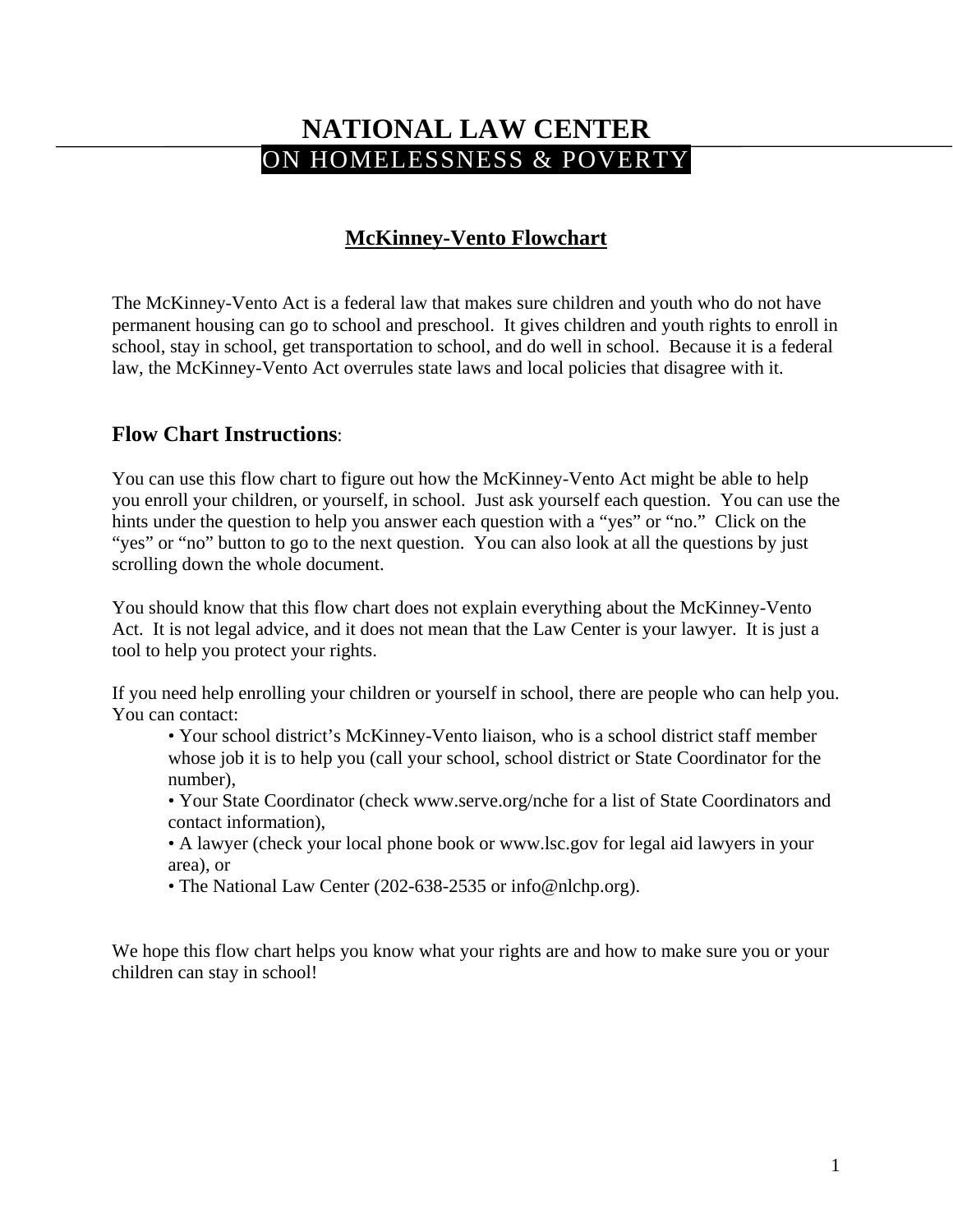# NATIONAL LAW CENTER

ON HOMELESSNESS & POVERTY

## McKinney-Vento Flowchart

The McKinney-Vento Act is a federal law that makes sure children and youth who do not have permanent housing can go to school and preschool. It gives children and youth rights to enroll in school, stay in school, get transportation to school, and do well in school. Because it is a federal law, the McKinney-Vento Act overrules state laws and local policies that disagree with it.

### Flow Chart Instructions:

You can use this flow chart to figure out how the McKinney-Vento Act might be able to help you enroll your children, or yourself, in school. Just ask yourself each question. You can use the hints under the question to help you answer each question with a "yes" or "no." Click on the "yes" or "no" button to go to the next question. You can also look at all the questions by just scrolling down the whole document.

You should know that this flow chart does not explain everything about the McKinney-Vento Act. It is not legal advice, and it does not mean that the Law Center is your lawyer. It is just a tool to help you protect your rights.

If you need help enrolling your children or yourself in school, there are people who can help you. You can contact:

- Your school district's McKinney-Vento liaison, who is a school district staff member whose job it is to help you (call your school, school district or State Coordinator for the number),
- Your State Coordinator (check www.serve.org/nche for a list of State Coordinators and contact information),
- A lawyer (check your local phone book or www.lsc.gov for legal aid lawyers in your area), or
- The National Law Center (202-638-2535 or info@nlchp.org).

We hope this flow chart helps you know what your rights are and how to make sure you or your children can stay in school!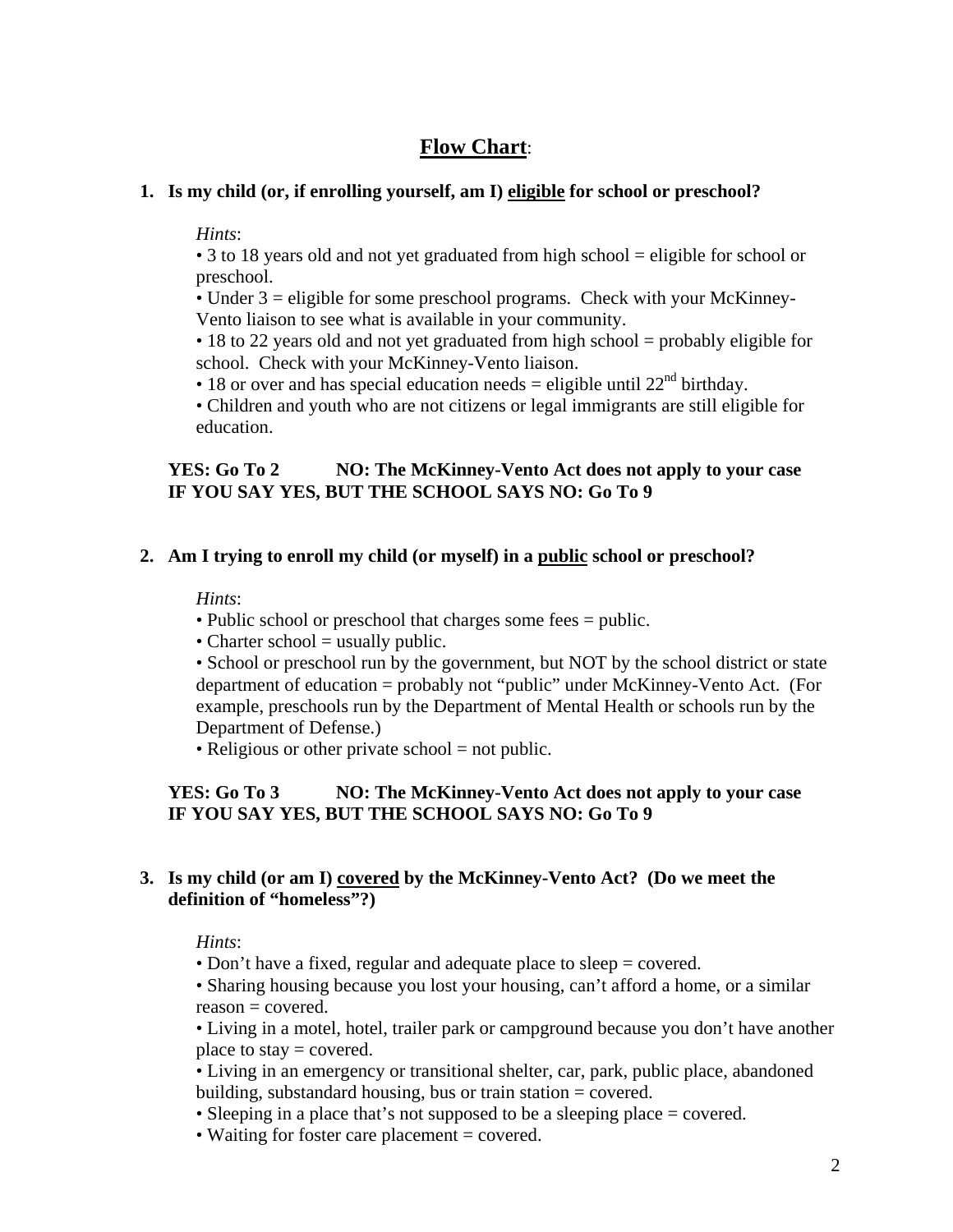# **<u>Flow Chart</u>**:

1. **Is my child (or, if enrolling yourself, am I) <u>eligible</u> for school or preschool?**

   *Hints*:
   • 3 to 18 years old and not yet graduated from high school = eligible for school or preschool.
   • Under 3 = eligible for some preschool programs. Check with your McKinney-Vento liaison to see what is available in your community.
   • 18 to 22 years old and not yet graduated from high school = probably eligible for school. Check with your McKinney-Vento liaison.
   • 18 or over and has special education needs = eligible until 22nd birthday.
   • Children and youth who are not citizens or legal immigrants are still eligible for education.

   **YES: Go To 2 NO: The McKinney-Vento Act does not apply to your case**
   **IF YOU SAY YES, BUT THE SCHOOL SAYS NO: Go To 9**

2. **Am I trying to enroll my child (or myself) in a <u>public</u> school or preschool?**

   *Hints*:
   • Public school or preschool that charges some fees = public.
   • Charter school = usually public.
   • School or preschool run by the government, but NOT by the school district or state department of education = probably not "public" under McKinney-Vento Act. (For example, preschools run by the Department of Mental Health or schools run by the Department of Defense.)
   • Religious or other private school = not public.

   **YES: Go To 3 NO: The McKinney-Vento Act does not apply to your case**
   **IF YOU SAY YES, BUT THE SCHOOL SAYS NO: Go To 9**

3. **Is my child (or am I) <u>covered</u> by the McKinney-Vento Act? (Do we meet the definition of "homeless"?)**

   *Hints*:
   • Don't have a fixed, regular and adequate place to sleep = covered.
   • Sharing housing because you lost your housing, can't afford a home, or a similar reason = covered.
   • Living in a motel, hotel, trailer park or campground because you don't have another place to stay = covered.
   • Living in an emergency or transitional shelter, car, park, public place, abandoned building, substandard housing, bus or train station = covered.
   • Sleeping in a place that's not supposed to be a sleeping place = covered.
   • Waiting for foster care placement = covered.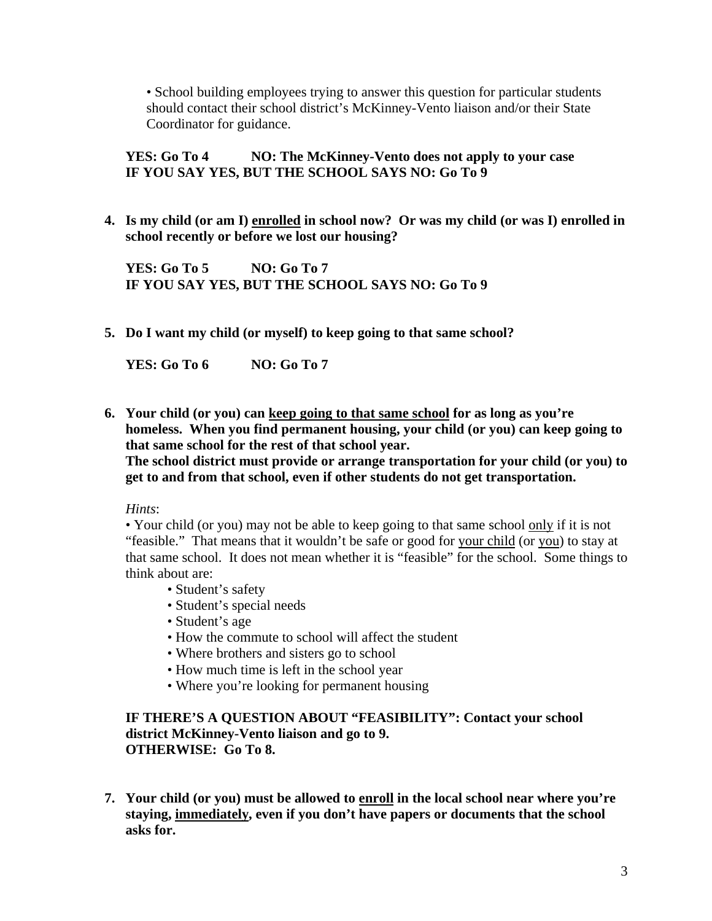• School building employees trying to answer this question for particular students should contact their school district's McKinney-Vento liaison and/or their State Coordinator for guidance.

**YES: Go To 4 NO: The McKinney-Vento does not apply to your case**
**IF YOU SAY YES, BUT THE SCHOOL SAYS NO: Go To 9**

4. **Is my child (or am I) <u>enrolled</u> in school now? Or was my child (or was I) enrolled in school recently or before we lost our housing?**

   **YES: Go To 5 NO: Go To 7**
   **IF YOU SAY YES, BUT THE SCHOOL SAYS NO: Go To 9**

5. **Do I want my child (or myself) to keep going to that same school?**

   **YES: Go To 6 NO: Go To 7**

6. **Your child (or you) can <u>keep going to that same school</u> for as long as you're homeless. When you find permanent housing, your child (or you) can keep going to that same school for the rest of that school year.**
   **The school district must provide or arrange transportation for your child (or you) to get to and from that school, even if other students do not get transportation.**

   *Hints*:
   • Your child (or you) may not be able to keep going to that same school <u>only</u> if it is not "feasible." That means that it wouldn't be safe or good for <u>your child</u> (or <u>you</u>) to stay at that same school. It does not mean whether it is "feasible" for the school. Some things to think about are:
   - Student's safety
   - Student's special needs
   - Student's age
   - How the commute to school will affect the student
   - Where brothers and sisters go to school
   - How much time is left in the school year
   - Where you're looking for permanent housing

   **IF THERE'S A QUESTION ABOUT "FEASIBILITY": Contact your school district McKinney-Vento liaison and go to 9.**
   **OTHERWISE: Go To 8.**

7. **Your child (or you) must be allowed to <u>enroll</u> in the local school near where you're staying, <u>immediately</u>, even if you don't have papers or documents that the school asks for.**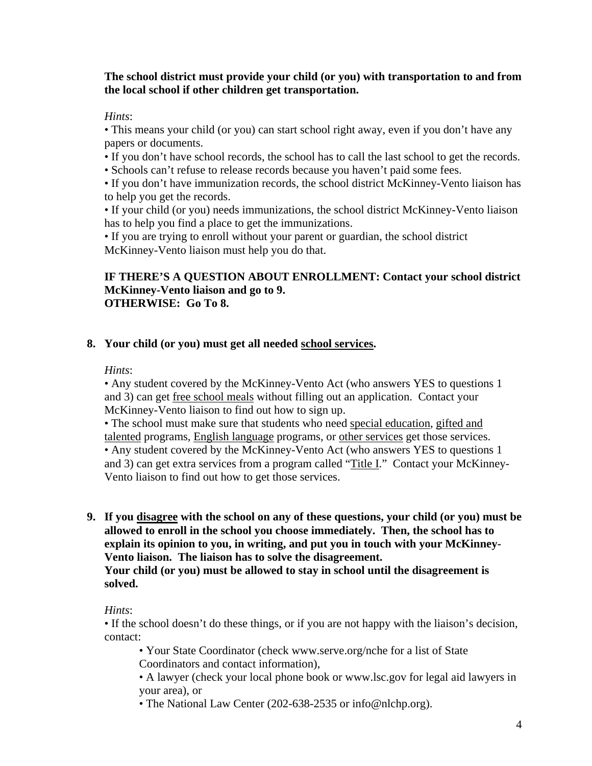**The school district must provide your child (or you) with transportation to and from the local school if other children get transportation.**

*Hints*:

• This means your child (or you) can start school right away, even if you don't have any papers or documents.
• If you don't have school records, the school has to call the last school to get the records.
• Schools can't refuse to release records because you haven't paid some fees.
• If you don't have immunization records, the school district McKinney-Vento liaison has to help you get the records.
• If your child (or you) needs immunizations, the school district McKinney-Vento liaison has to help you find a place to get the immunizations.
• If you are trying to enroll without your parent or guardian, the school district McKinney-Vento liaison must help you do that.

**IF THERE'S A QUESTION ABOUT ENROLLMENT: Contact your school district McKinney-Vento liaison and go to 9.**
**OTHERWISE: Go To 8.**

8. **Your child (or you) must get all needed <u>school services</u>.**

   *Hints*:

   • Any student covered by the McKinney-Vento Act (who answers YES to questions 1 and 3) can get <u>free school meals</u> without filling out an application. Contact your McKinney-Vento liaison to find out how to sign up.
   • The school must make sure that students who need <u>special education</u>, <u>gifted and talented</u> programs, <u>English language</u> programs, or <u>other services</u> get those services.
   • Any student covered by the McKinney-Vento Act (who answers YES to questions 1 and 3) can get extra services from a program called "<u>Title I</u>." Contact your McKinney-Vento liaison to find out how to get those services.

9. **If you <u>disagree</u> with the school on any of these questions, your child (or you) must be allowed to enroll in the school you choose immediately. Then, the school has to explain its opinion to you, in writing, and put you in touch with your McKinney-Vento liaison. The liaison has to solve the disagreement.**
   **Your child (or you) must be allowed to stay in school until the disagreement is solved.**

   *Hints*:

   • If the school doesn't do these things, or if you are not happy with the liaison's decision, contact:

      • Your State Coordinator (check www.serve.org/nche for a list of State Coordinators and contact information),
      • A lawyer (check your local phone book or www.lsc.gov for legal aid lawyers in your area), or
      • The National Law Center (202-638-2535 or info@nlchp.org).